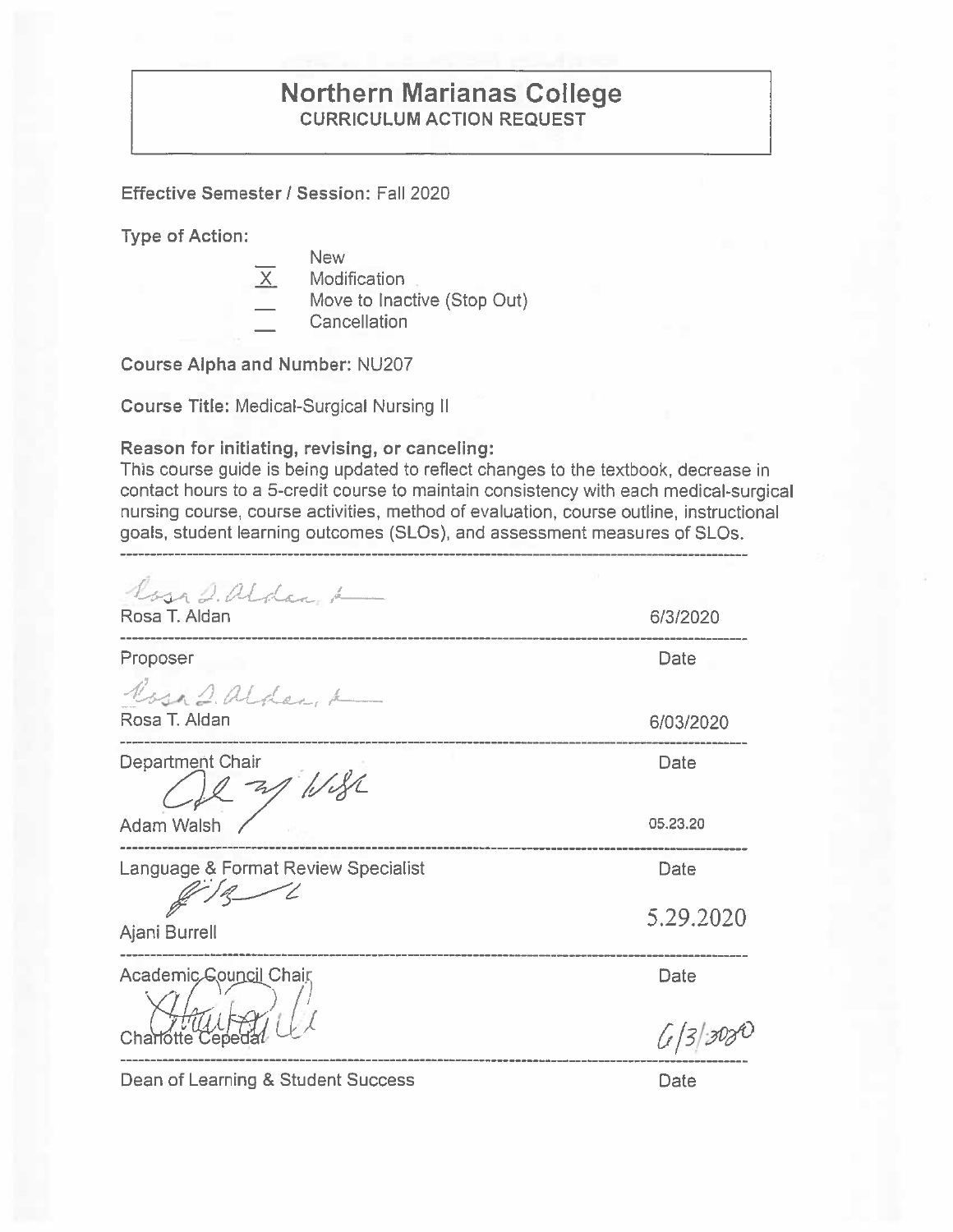# Northern Marianas College

## CURRICULUM ACTION REQUEST

**Effective Semester / Session:** Fall 2020

**Type of Action:**

- ___ New
- _X_ Modification
- ___ Move to Inactive (Stop Out)
- ___ Cancellation

**Course Alpha and Number:** NU207

**Course Title:** Medical-Surgical Nursing II

**Reason for initiating, revising, or canceling:**
This course guide is being updated to reflect changes to the textbook, decrease in contact hours to a 5-credit course to maintain consistency with each medical-surgical nursing course, course activities, method of evaluation, course outline, instructional goals, student learning outcomes (SLOs), and assessment measures of SLOs.

---

Rosa T. Aldan — 6/3/2020

Proposer — Date

Rosa T. Aldan — 6/03/2020

Department Chair — Date

Adam Walsh — 05.23.20

Language & Format Review Specialist — Date

Ajani Burrell — 5.29.2020

Academic Council Chair — Date

Charlotte Cepeda — 6/3/2020

Dean of Learning & Student Success — Date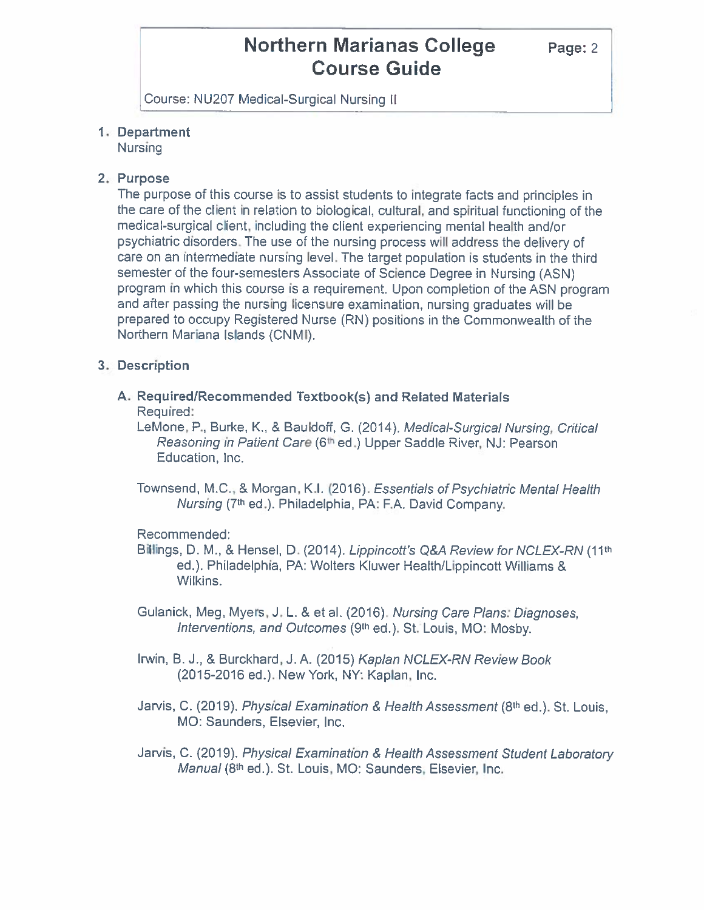# Northern Marianas College Course Guide

Course: NU207 Medical-Surgical Nursing II

1. **Department**
   Nursing

2. **Purpose**
   The purpose of this course is to assist students to integrate facts and principles in the care of the client in relation to biological, cultural, and spiritual functioning of the medical-surgical client, including the client experiencing mental health and/or psychiatric disorders. The use of the nursing process will address the delivery of care on an intermediate nursing level. The target population is students in the third semester of the four-semesters Associate of Science Degree in Nursing (ASN) program in which this course is a requirement. Upon completion of the ASN program and after passing the nursing licensure examination, nursing graduates will be prepared to occupy Registered Nurse (RN) positions in the Commonwealth of the Northern Mariana Islands (CNMI).

3. **Description**

   **A. Required/Recommended Textbook(s) and Related Materials**

   Required:

   LeMone, P., Burke, K., & Bauldoff, G. (2014). *Medical-Surgical Nursing, Critical Reasoning in Patient Care* (6th ed.) Upper Saddle River, NJ: Pearson Education, Inc.

   Townsend, M.C., & Morgan, K.I. (2016). *Essentials of Psychiatric Mental Health Nursing* (7th ed.). Philadelphia, PA: F.A. David Company.

   Recommended:

   Billings, D. M., & Hensel, D. (2014). *Lippincott's Q&A Review for NCLEX-RN* (11th ed.). Philadelphia, PA: Wolters Kluwer Health/Lippincott Williams & Wilkins.

   Gulanick, Meg, Myers, J. L. & et al. (2016). *Nursing Care Plans: Diagnoses, Interventions, and Outcomes* (9th ed.). St. Louis, MO: Mosby.

   Irwin, B. J., & Burckhard, J. A. (2015) *Kaplan NCLEX-RN Review Book* (2015-2016 ed.). New York, NY: Kaplan, Inc.

   Jarvis, C. (2019). *Physical Examination & Health Assessment* (8th ed.). St. Louis, MO: Saunders, Elsevier, Inc.

   Jarvis, C. (2019). *Physical Examination & Health Assessment Student Laboratory Manual* (8th ed.). St. Louis, MO: Saunders, Elsevier, Inc.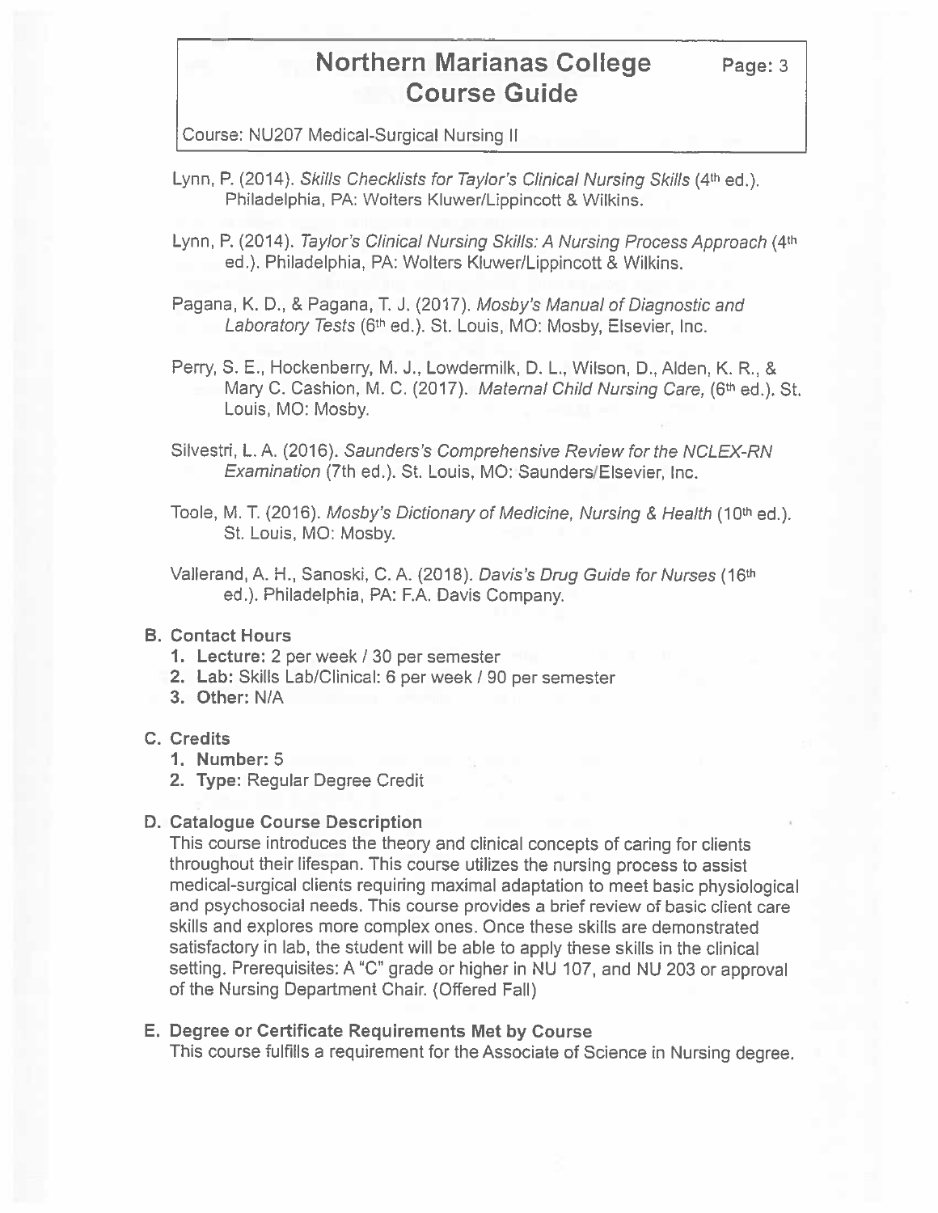Lynn, P. (2014). *Skills Checklists for Taylor's Clinical Nursing Skills* (4th ed.). Philadelphia, PA: Wolters Kluwer/Lippincott & Wilkins.

Lynn, P. (2014). *Taylor's Clinical Nursing Skills: A Nursing Process Approach* (4th ed.). Philadelphia, PA: Wolters Kluwer/Lippincott & Wilkins.

Pagana, K. D., & Pagana, T. J. (2017). *Mosby's Manual of Diagnostic and Laboratory Tests* (6th ed.). St. Louis, MO: Mosby, Elsevier, Inc.

Perry, S. E., Hockenberry, M. J., Lowdermilk, D. L., Wilson, D., Alden, K. R., & Mary C. Cashion, M. C. (2017). *Maternal Child Nursing Care,* (6th ed.). St. Louis, MO: Mosby.

Silvestri, L. A. (2016). *Saunders's Comprehensive Review for the NCLEX-RN Examination* (7th ed.). St. Louis, MO: Saunders/Elsevier, Inc.

Toole, M. T. (2016). *Mosby's Dictionary of Medicine, Nursing & Health* (10th ed.). St. Louis, MO: Mosby.

Vallerand, A. H., Sanoski, C. A. (2018). *Davis's Drug Guide for Nurses* (16th ed.). Philadelphia, PA: F.A. Davis Company.

**B. Contact Hours**

1. **Lecture:** 2 per week / 30 per semester
2. **Lab:** Skills Lab/Clinical: 6 per week / 90 per semester
3. **Other:** N/A

**C. Credits**

1. **Number:** 5
2. **Type:** Regular Degree Credit

**D. Catalogue Course Description**

This course introduces the theory and clinical concepts of caring for clients throughout their lifespan. This course utilizes the nursing process to assist medical-surgical clients requiring maximal adaptation to meet basic physiological and psychosocial needs. This course provides a brief review of basic client care skills and explores more complex ones. Once these skills are demonstrated satisfactory in lab, the student will be able to apply these skills in the clinical setting. Prerequisites: A "C" grade or higher in NU 107, and NU 203 or approval of the Nursing Department Chair. (Offered Fall)

**E. Degree or Certificate Requirements Met by Course**

This course fulfills a requirement for the Associate of Science in Nursing degree.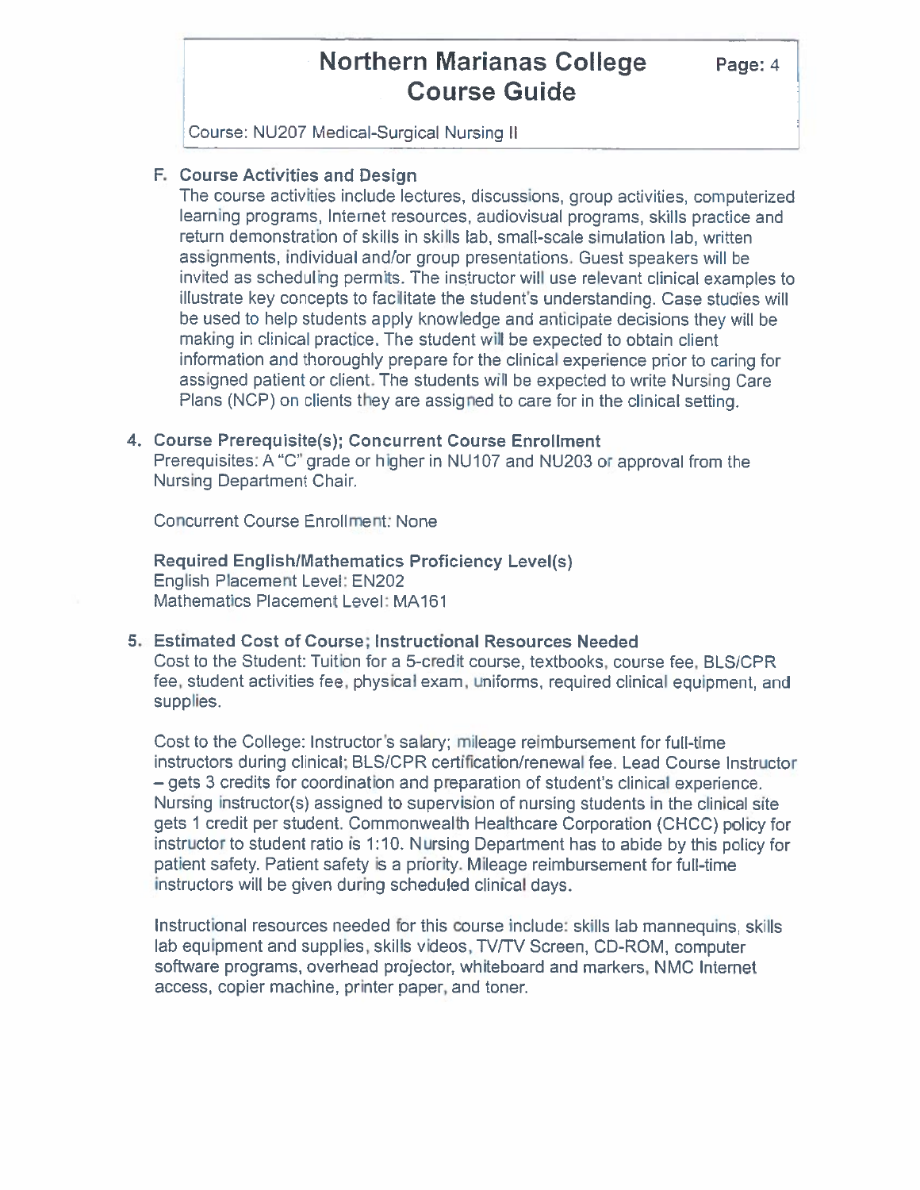**F. Course Activities and Design**

The course activities include lectures, discussions, group activities, computerized learning programs, Internet resources, audiovisual programs, skills practice and return demonstration of skills in skills lab, small-scale simulation lab, written assignments, individual and/or group presentations. Guest speakers will be invited as scheduling permits. The instructor will use relevant clinical examples to illustrate key concepts to facilitate the student's understanding. Case studies will be used to help students apply knowledge and anticipate decisions they will be making in clinical practice. The student will be expected to obtain client information and thoroughly prepare for the clinical experience prior to caring for assigned patient or client. The students will be expected to write Nursing Care Plans (NCP) on clients they are assigned to care for in the clinical setting.

**4. Course Prerequisite(s); Concurrent Course Enrollment**

Prerequisites: A "C" grade or higher in NU107 and NU203 or approval from the Nursing Department Chair.

Concurrent Course Enrollment: None

**Required English/Mathematics Proficiency Level(s)**

English Placement Level: EN202
Mathematics Placement Level: MA161

**5. Estimated Cost of Course; Instructional Resources Needed**

Cost to the Student: Tuition for a 5-credit course, textbooks, course fee, BLS/CPR fee, student activities fee, physical exam, uniforms, required clinical equipment, and supplies.

Cost to the College: Instructor's salary; mileage reimbursement for full-time instructors during clinical; BLS/CPR certification/renewal fee. Lead Course Instructor – gets 3 credits for coordination and preparation of student's clinical experience. Nursing instructor(s) assigned to supervision of nursing students in the clinical site gets 1 credit per student. Commonwealth Healthcare Corporation (CHCC) policy for instructor to student ratio is 1:10. Nursing Department has to abide by this policy for patient safety. Patient safety is a priority. Mileage reimbursement for full-time instructors will be given during scheduled clinical days.

Instructional resources needed for this course include: skills lab mannequins, skills lab equipment and supplies, skills videos, TV/TV Screen, CD-ROM, computer software programs, overhead projector, whiteboard and markers, NMC Internet access, copier machine, printer paper, and toner.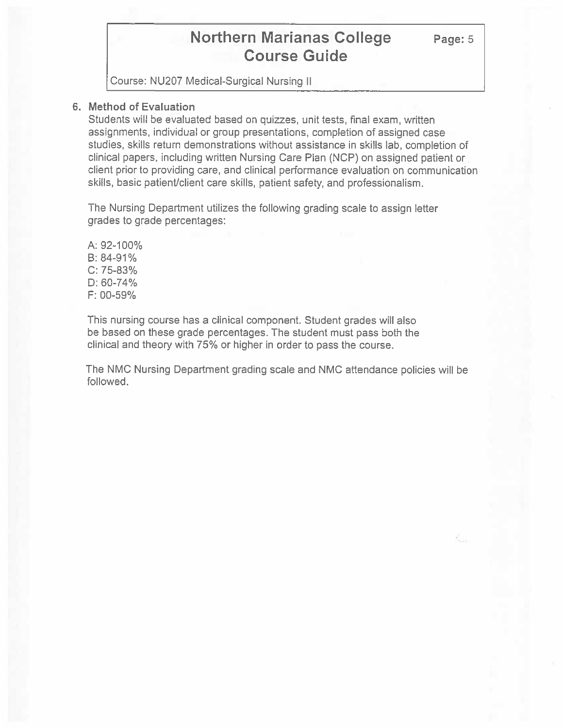Course: NU207 Medical-Surgical Nursing II

## 6. Method of Evaluation

Students will be evaluated based on quizzes, unit tests, final exam, written assignments, individual or group presentations, completion of assigned case studies, skills return demonstrations without assistance in skills lab, completion of clinical papers, including written Nursing Care Plan (NCP) on assigned patient or client prior to providing care, and clinical performance evaluation on communication skills, basic patient/client care skills, patient safety, and professionalism.

The Nursing Department utilizes the following grading scale to assign letter grades to grade percentages:

A: 92-100%
B: 84-91%
C: 75-83%
D: 60-74%
F: 00-59%

This nursing course has a clinical component. Student grades will also be based on these grade percentages. The student must pass both the clinical and theory with 75% or higher in order to pass the course.

The NMC Nursing Department grading scale and NMC attendance policies will be followed.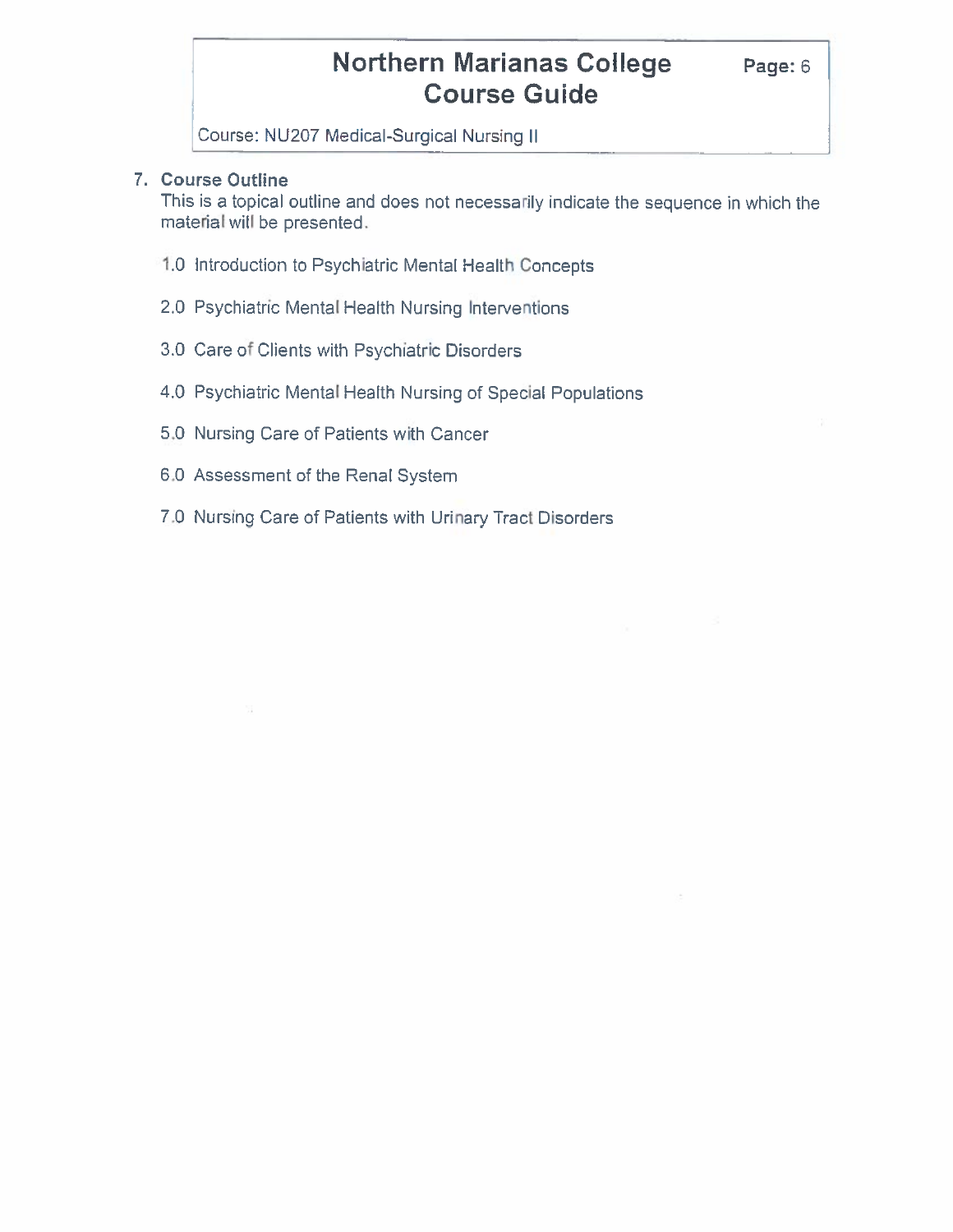## 7. Course Outline

This is a topical outline and does not necessarily indicate the sequence in which the material will be presented.

1.0 Introduction to Psychiatric Mental Health Concepts

2.0 Psychiatric Mental Health Nursing Interventions

3.0 Care of Clients with Psychiatric Disorders

4.0 Psychiatric Mental Health Nursing of Special Populations

5.0 Nursing Care of Patients with Cancer

6.0 Assessment of the Renal System

7.0 Nursing Care of Patients with Urinary Tract Disorders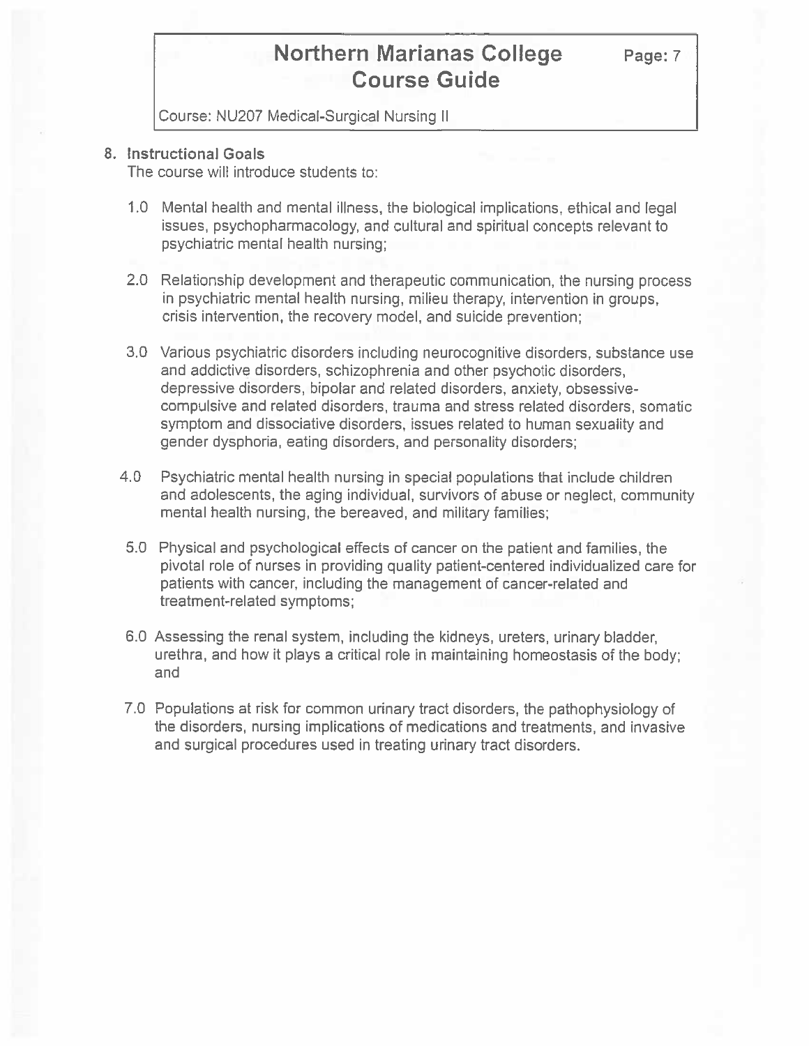8. **Instructional Goals**

The course will introduce students to:

1.0 Mental health and mental illness, the biological implications, ethical and legal issues, psychopharmacology, and cultural and spiritual concepts relevant to psychiatric mental health nursing;

2.0 Relationship development and therapeutic communication, the nursing process in psychiatric mental health nursing, milieu therapy, intervention in groups, crisis intervention, the recovery model, and suicide prevention;

3.0 Various psychiatric disorders including neurocognitive disorders, substance use and addictive disorders, schizophrenia and other psychotic disorders, depressive disorders, bipolar and related disorders, anxiety, obsessive-compulsive and related disorders, trauma and stress related disorders, somatic symptom and dissociative disorders, issues related to human sexuality and gender dysphoria, eating disorders, and personality disorders;

4.0 Psychiatric mental health nursing in special populations that include children and adolescents, the aging individual, survivors of abuse or neglect, community mental health nursing, the bereaved, and military families;

5.0 Physical and psychological effects of cancer on the patient and families, the pivotal role of nurses in providing quality patient-centered individualized care for patients with cancer, including the management of cancer-related and treatment-related symptoms;

6.0 Assessing the renal system, including the kidneys, ureters, urinary bladder, urethra, and how it plays a critical role in maintaining homeostasis of the body; and

7.0 Populations at risk for common urinary tract disorders, the pathophysiology of the disorders, nursing implications of medications and treatments, and invasive and surgical procedures used in treating urinary tract disorders.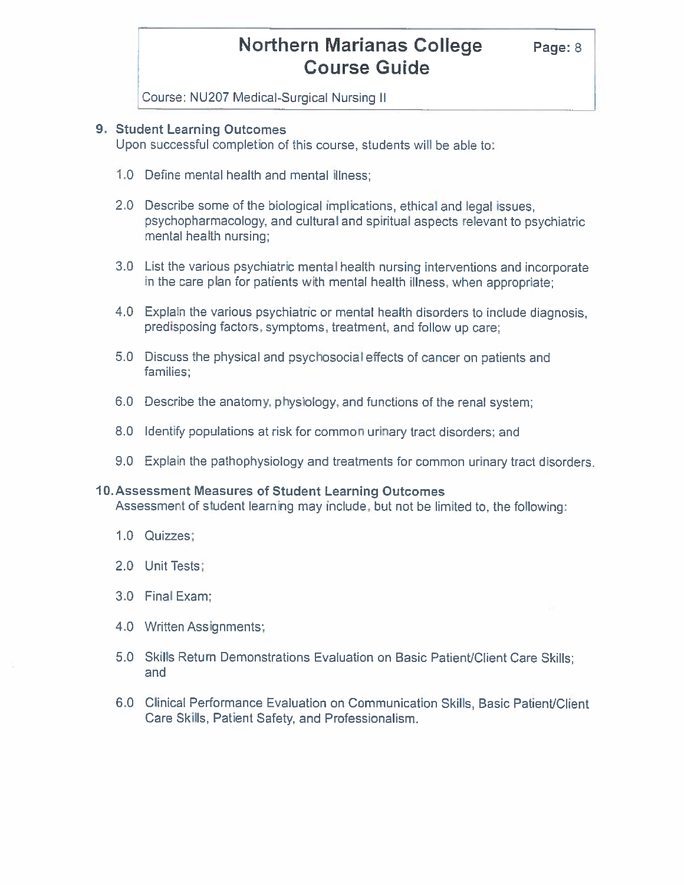9. **Student Learning Outcomes**

Upon successful completion of this course, students will be able to:

1.0 Define mental health and mental illness;

2.0 Describe some of the biological implications, ethical and legal issues, psychopharmacology, and cultural and spiritual aspects relevant to psychiatric mental health nursing;

3.0 List the various psychiatric mental health nursing interventions and incorporate in the care plan for patients with mental health illness, when appropriate;

4.0 Explain the various psychiatric or mental health disorders to include diagnosis, predisposing factors, symptoms, treatment, and follow up care;

5.0 Discuss the physical and psychosocial effects of cancer on patients and families;

6.0 Describe the anatomy, physiology, and functions of the renal system;

8.0 Identify populations at risk for common urinary tract disorders; and

9.0 Explain the pathophysiology and treatments for common urinary tract disorders.

10. **Assessment Measures of Student Learning Outcomes**

Assessment of student learning may include, but not be limited to, the following:

1.0 Quizzes;

2.0 Unit Tests;

3.0 Final Exam;

4.0 Written Assignments;

5.0 Skills Return Demonstrations Evaluation on Basic Patient/Client Care Skills; and

6.0 Clinical Performance Evaluation on Communication Skills, Basic Patient/Client Care Skills, Patient Safety, and Professionalism.